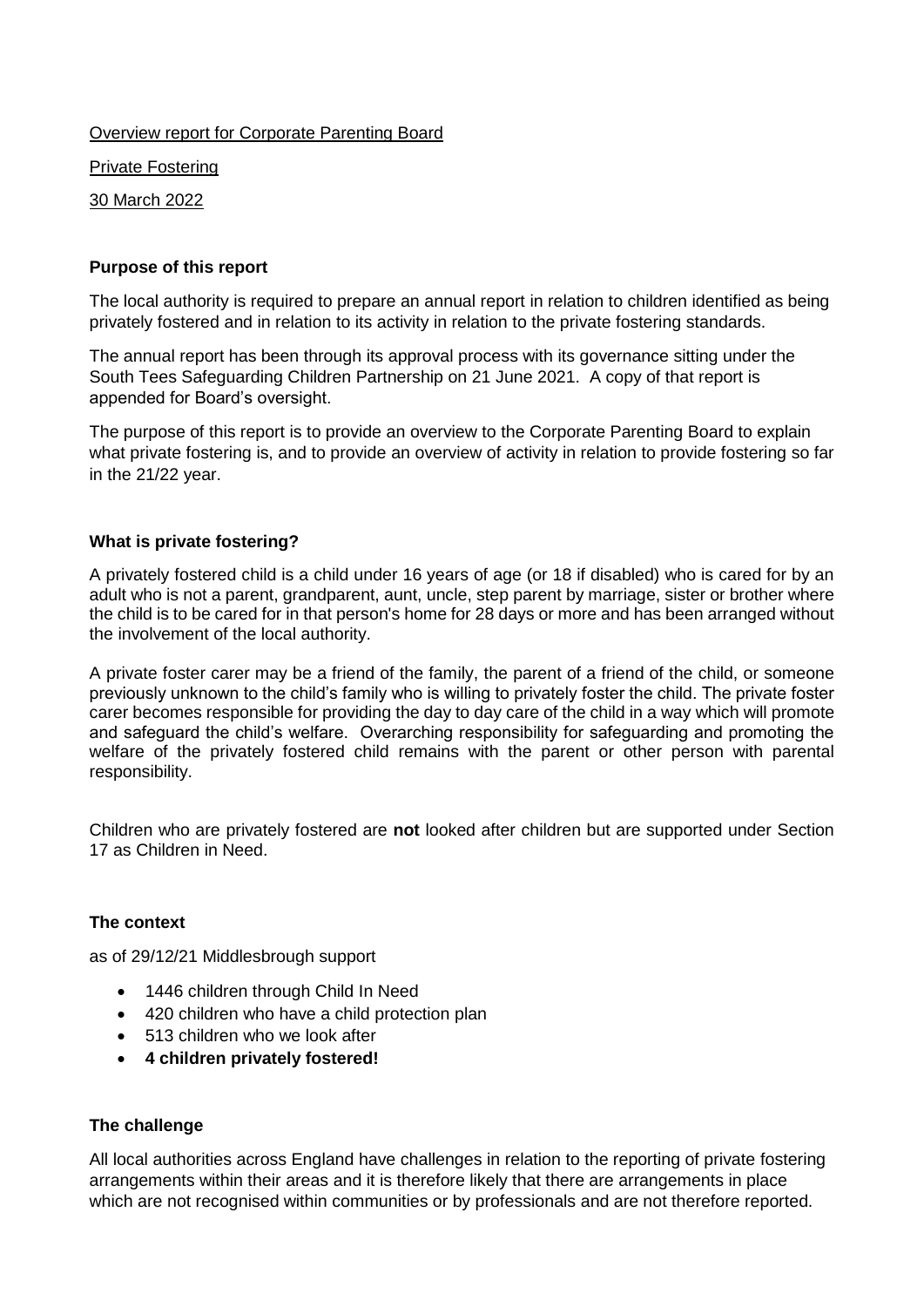Overview report for Corporate Parenting Board

Private Fostering

30 March 2022

**Purpose of this report**

The local authority is required to prepare an annual report in relation to children identified as being privately fostered and in relation to its activity in relation to the private fostering standards.

The annual report has been through its approval process with its governance sitting under the South Tees Safeguarding Children Partnership on 21 June 2021. A copy of that report is appended for Board's oversight.

The purpose of this report is to provide an overview to the Corporate Parenting Board to explain what private fostering is, and to provide an overview of activity in relation to provide fostering so far in the 21/22 year.

**What is private fostering?**

A privately fostered child is a child under 16 years of age (or 18 if disabled) who is cared for by an adult who is not a parent, grandparent, aunt, uncle, step parent by marriage, sister or brother where the child is to be cared for in that person's home for 28 days or more and has been arranged without the involvement of the local authority.

A private foster carer may be a friend of the family, the parent of a friend of the child, or someone previously unknown to the child's family who is willing to privately foster the child. The private foster carer becomes responsible for providing the day to day care of the child in a way which will promote and safeguard the child's welfare. Overarching responsibility for safeguarding and promoting the welfare of the privately fostered child remains with the parent or other person with parental responsibility.

Children who are privately fostered are **not** looked after children but are supported under Section 17 as Children in Need.

**The context**

as of 29/12/21 Middlesbrough support

- 1446 children through Child In Need
- 420 children who have a child protection plan
- 513 children who we look after
- **4 children privately fostered!**

**The challenge**

All local authorities across England have challenges in relation to the reporting of private fostering arrangements within their areas and it is therefore likely that there are arrangements in place which are not recognised within communities or by professionals and are not therefore reported.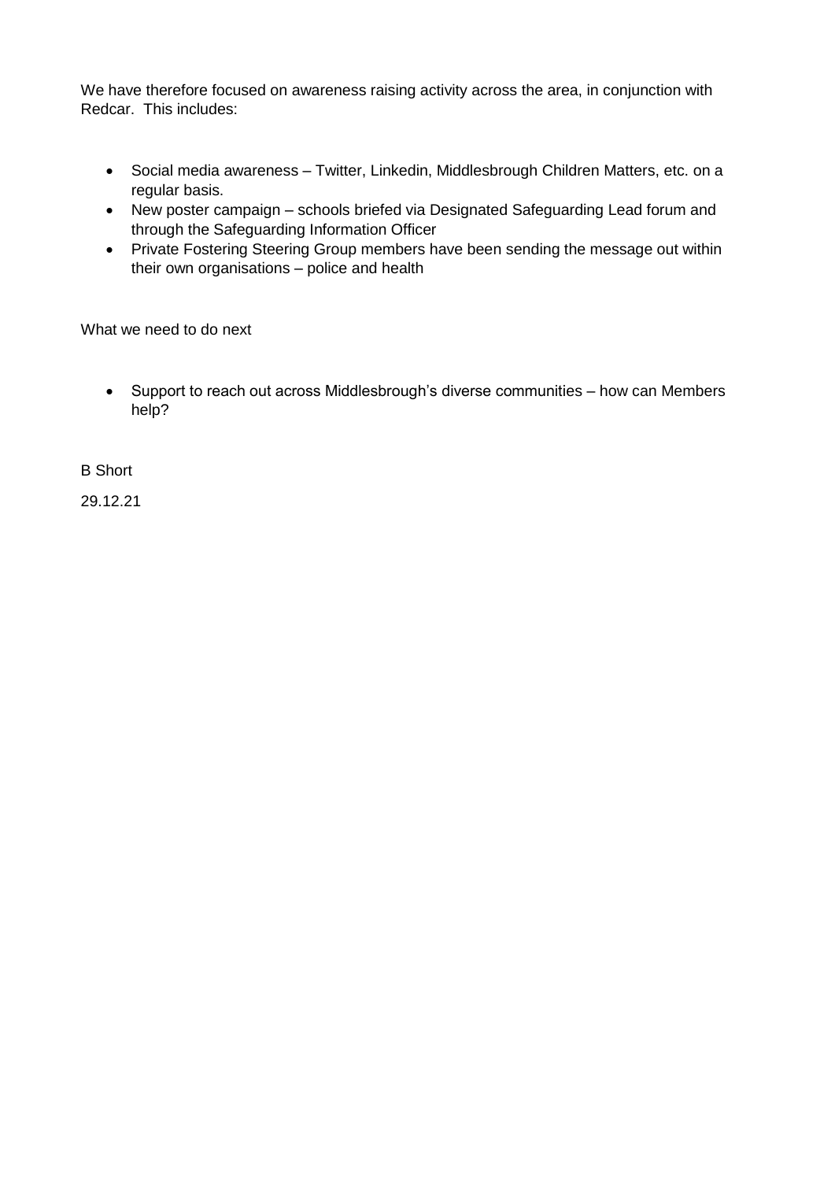We have therefore focused on awareness raising activity across the area, in conjunction with Redcar. This includes:

- Social media awareness – Twitter, Linkedin, Middlesbrough Children Matters, etc. on a regular basis.
- New poster campaign – schools briefed via Designated Safeguarding Lead forum and through the Safeguarding Information Officer
- Private Fostering Steering Group members have been sending the message out within their own organisations – police and health

What we need to do next

- Support to reach out across Middlesbrough's diverse communities – how can Members help?

B Short

29.12.21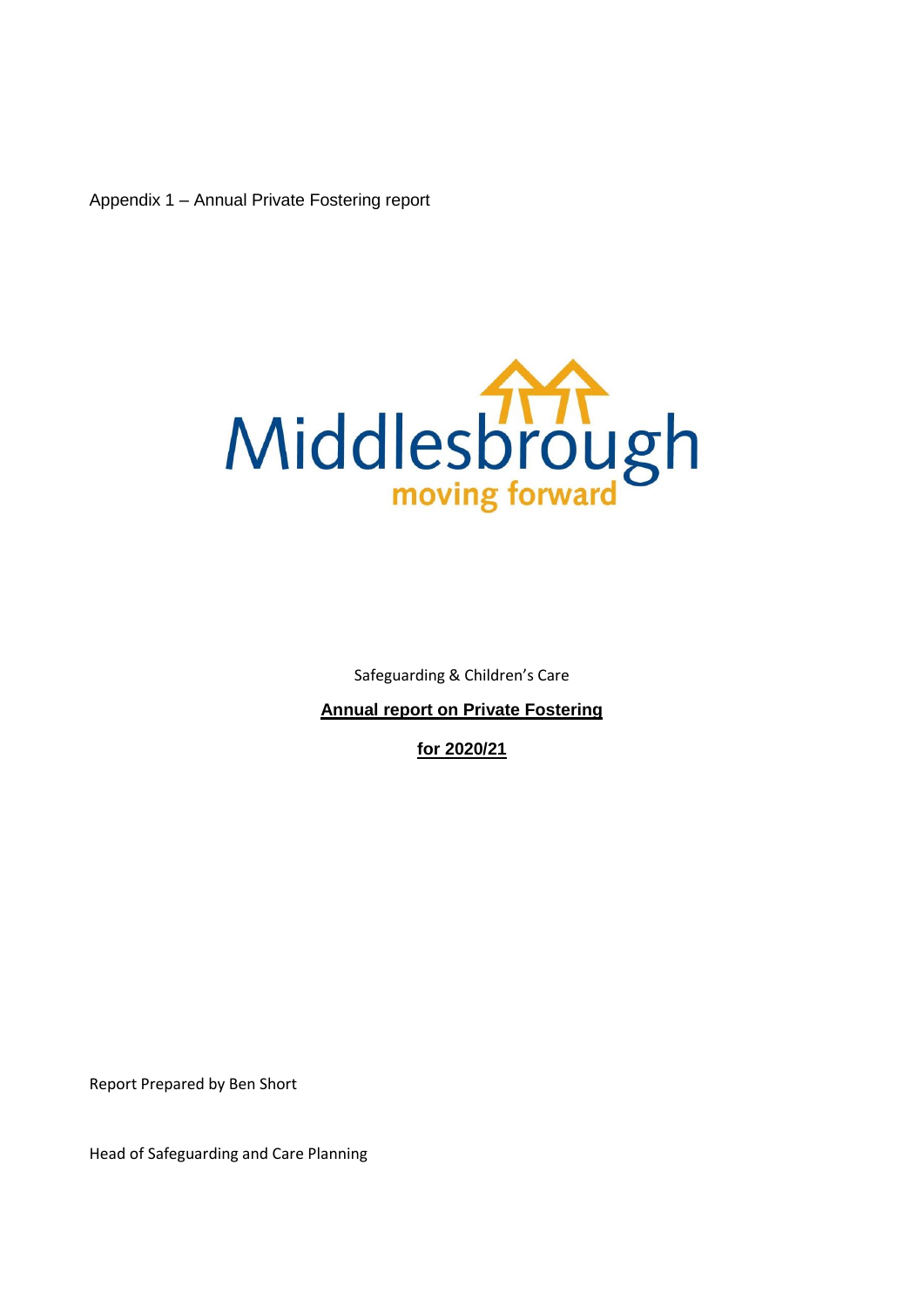Appendix 1 – Annual Private Fostering report

Middlesbrough
moving forward

Safeguarding & Children's Care

**Annual report on Private Fostering**

**for 2020/21**

Report Prepared by Ben Short

Head of Safeguarding and Care Planning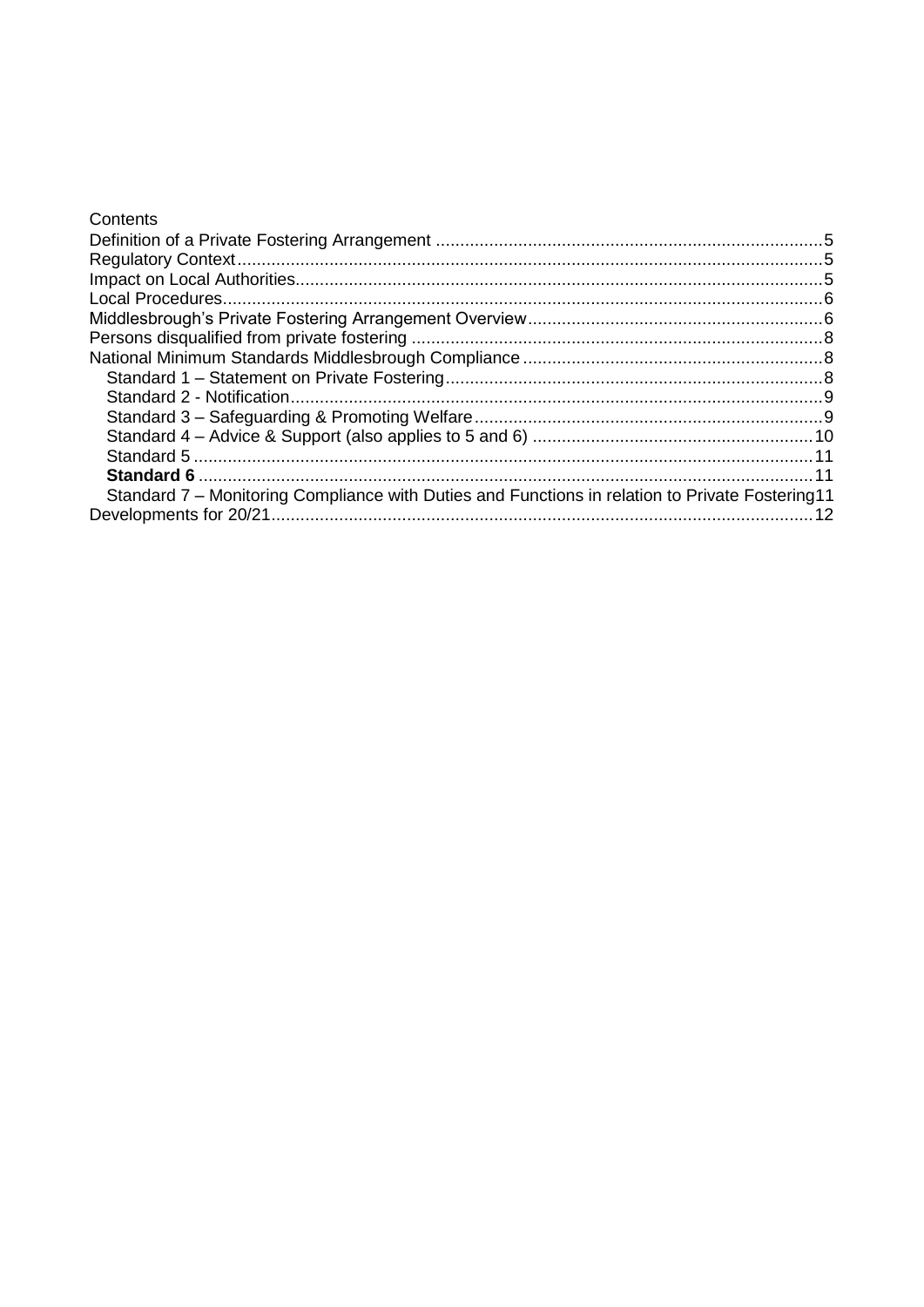Contents

- Definition of a Private Fostering Arrangement ... 5
- Regulatory Context ... 5
- Impact on Local Authorities ... 5
- Local Procedures ... 6
- Middlesbrough's Private Fostering Arrangement Overview ... 6
- Persons disqualified from private fostering ... 8
- National Minimum Standards Middlesbrough Compliance ... 8
  - Standard 1 – Statement on Private Fostering ... 8
  - Standard 2 - Notification ... 9
  - Standard 3 – Safeguarding & Promoting Welfare ... 9
  - Standard 4 – Advice & Support (also applies to 5 and 6) ... 10
  - Standard 5 ... 11
  - **Standard 6** ... 11
  - Standard 7 – Monitoring Compliance with Duties and Functions in relation to Private Fostering ... 11
- Developments for 20/21 ... 12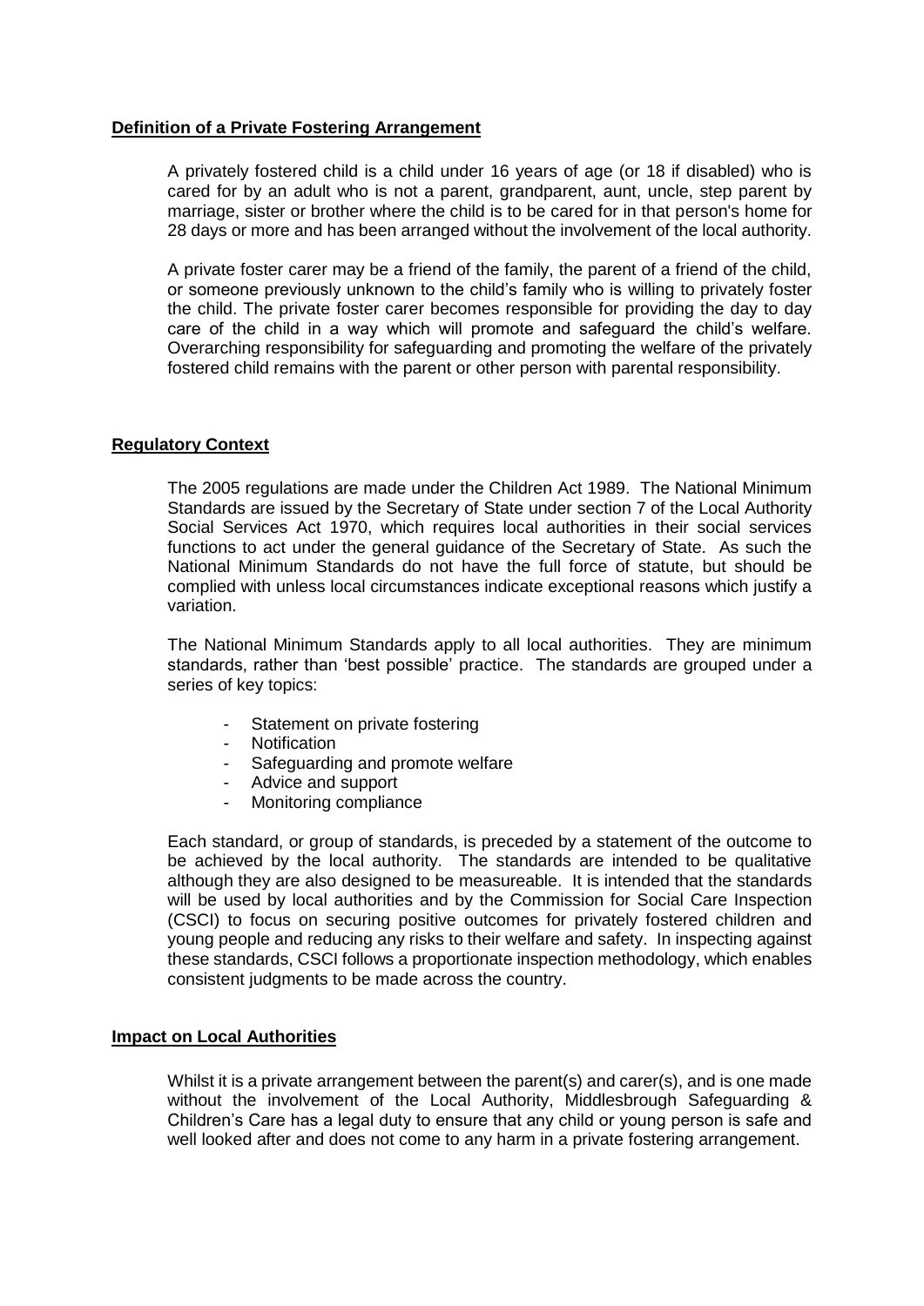## Definition of a Private Fostering Arrangement

A privately fostered child is a child under 16 years of age (or 18 if disabled) who is cared for by an adult who is not a parent, grandparent, aunt, uncle, step parent by marriage, sister or brother where the child is to be cared for in that person's home for 28 days or more and has been arranged without the involvement of the local authority.

A private foster carer may be a friend of the family, the parent of a friend of the child, or someone previously unknown to the child's family who is willing to privately foster the child. The private foster carer becomes responsible for providing the day to day care of the child in a way which will promote and safeguard the child's welfare. Overarching responsibility for safeguarding and promoting the welfare of the privately fostered child remains with the parent or other person with parental responsibility.

## Regulatory Context

The 2005 regulations are made under the Children Act 1989. The National Minimum Standards are issued by the Secretary of State under section 7 of the Local Authority Social Services Act 1970, which requires local authorities in their social services functions to act under the general guidance of the Secretary of State. As such the National Minimum Standards do not have the full force of statute, but should be complied with unless local circumstances indicate exceptional reasons which justify a variation.

The National Minimum Standards apply to all local authorities. They are minimum standards, rather than 'best possible' practice. The standards are grouped under a series of key topics:

- Statement on private fostering
- Notification
- Safeguarding and promote welfare
- Advice and support
- Monitoring compliance

Each standard, or group of standards, is preceded by a statement of the outcome to be achieved by the local authority. The standards are intended to be qualitative although they are also designed to be measureable. It is intended that the standards will be used by local authorities and by the Commission for Social Care Inspection (CSCI) to focus on securing positive outcomes for privately fostered children and young people and reducing any risks to their welfare and safety. In inspecting against these standards, CSCI follows a proportionate inspection methodology, which enables consistent judgments to be made across the country.

## Impact on Local Authorities

Whilst it is a private arrangement between the parent(s) and carer(s), and is one made without the involvement of the Local Authority, Middlesbrough Safeguarding & Children's Care has a legal duty to ensure that any child or young person is safe and well looked after and does not come to any harm in a private fostering arrangement.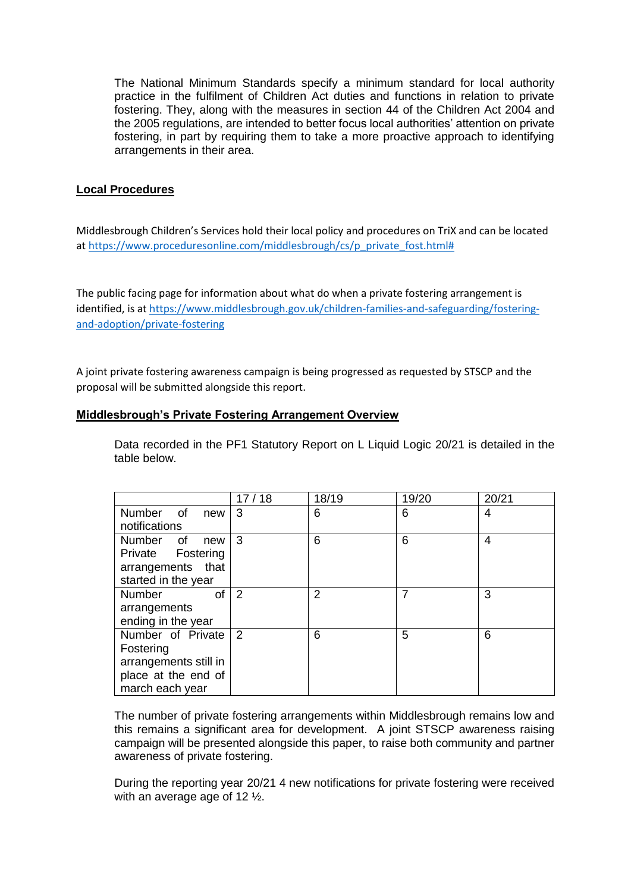The National Minimum Standards specify a minimum standard for local authority practice in the fulfilment of Children Act duties and functions in relation to private fostering. They, along with the measures in section 44 of the Children Act 2004 and the 2005 regulations, are intended to better focus local authorities' attention on private fostering, in part by requiring them to take a more proactive approach to identifying arrangements in their area.

## Local Procedures

Middlesbrough Children's Services hold their local policy and procedures on TriX and can be located at https://www.proceduresonline.com/middlesbrough/cs/p_private_fost.html#

The public facing page for information about what do when a private fostering arrangement is identified, is at https://www.middlesbrough.gov.uk/children-families-and-safeguarding/fostering-and-adoption/private-fostering

A joint private fostering awareness campaign is being progressed as requested by STSCP and the proposal will be submitted alongside this report.

## Middlesbrough's Private Fostering Arrangement Overview

Data recorded in the PF1 Statutory Report on L Liquid Logic 20/21 is detailed in the table below.

| | 17 / 18 | 18/19 | 19/20 | 20/21 |
|---|---|---|---|---|
| Number of new notifications | 3 | 6 | 6 | 4 |
| Number of new Private Fostering arrangements that started in the year | 3 | 6 | 6 | 4 |
| Number of arrangements ending in the year | 2 | 2 | 7 | 3 |
| Number of Private Fostering arrangements still in place at the end of march each year | 2 | 6 | 5 | 6 |

The number of private fostering arrangements within Middlesbrough remains low and this remains a significant area for development. A joint STSCP awareness raising campaign will be presented alongside this paper, to raise both community and partner awareness of private fostering.

During the reporting year 20/21 4 new notifications for private fostering were received with an average age of 12 ½.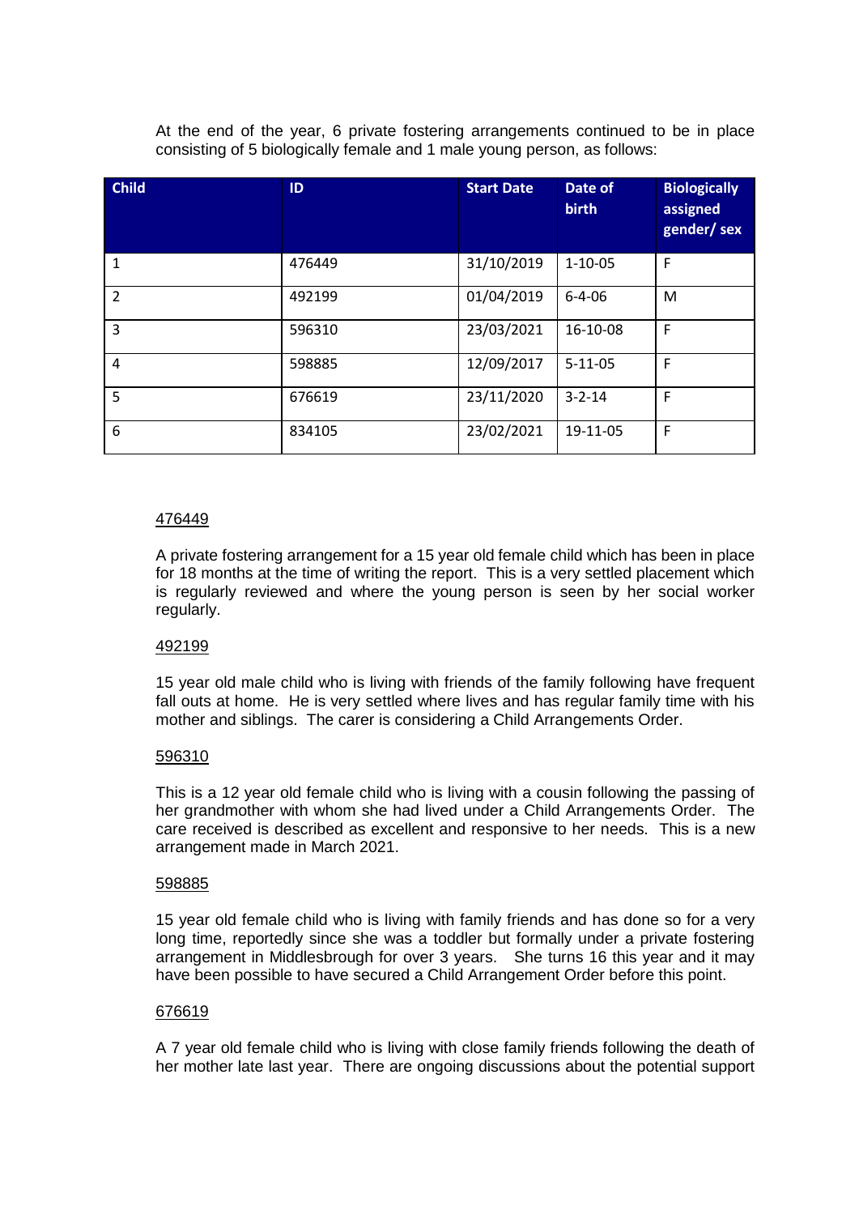At the end of the year, 6 private fostering arrangements continued to be in place consisting of 5 biologically female and 1 male young person, as follows:

| Child | ID | Start Date | Date of birth | Biologically assigned gender/ sex |
|---|---|---|---|---|
| 1 | 476449 | 31/10/2019 | 1-10-05 | F |
| 2 | 492199 | 01/04/2019 | 6-4-06 | M |
| 3 | 596310 | 23/03/2021 | 16-10-08 | F |
| 4 | 598885 | 12/09/2017 | 5-11-05 | F |
| 5 | 676619 | 23/11/2020 | 3-2-14 | F |
| 6 | 834105 | 23/02/2021 | 19-11-05 | F |

<u>476449</u>

A private fostering arrangement for a 15 year old female child which has been in place for 18 months at the time of writing the report. This is a very settled placement which is regularly reviewed and where the young person is seen by her social worker regularly.

<u>492199</u>

15 year old male child who is living with friends of the family following have frequent fall outs at home. He is very settled where lives and has regular family time with his mother and siblings. The carer is considering a Child Arrangements Order.

<u>596310</u>

This is a 12 year old female child who is living with a cousin following the passing of her grandmother with whom she had lived under a Child Arrangements Order. The care received is described as excellent and responsive to her needs. This is a new arrangement made in March 2021.

<u>598885</u>

15 year old female child who is living with family friends and has done so for a very long time, reportedly since she was a toddler but formally under a private fostering arrangement in Middlesbrough for over 3 years. She turns 16 this year and it may have been possible to have secured a Child Arrangement Order before this point.

<u>676619</u>

A 7 year old female child who is living with close family friends following the death of her mother late last year. There are ongoing discussions about the potential support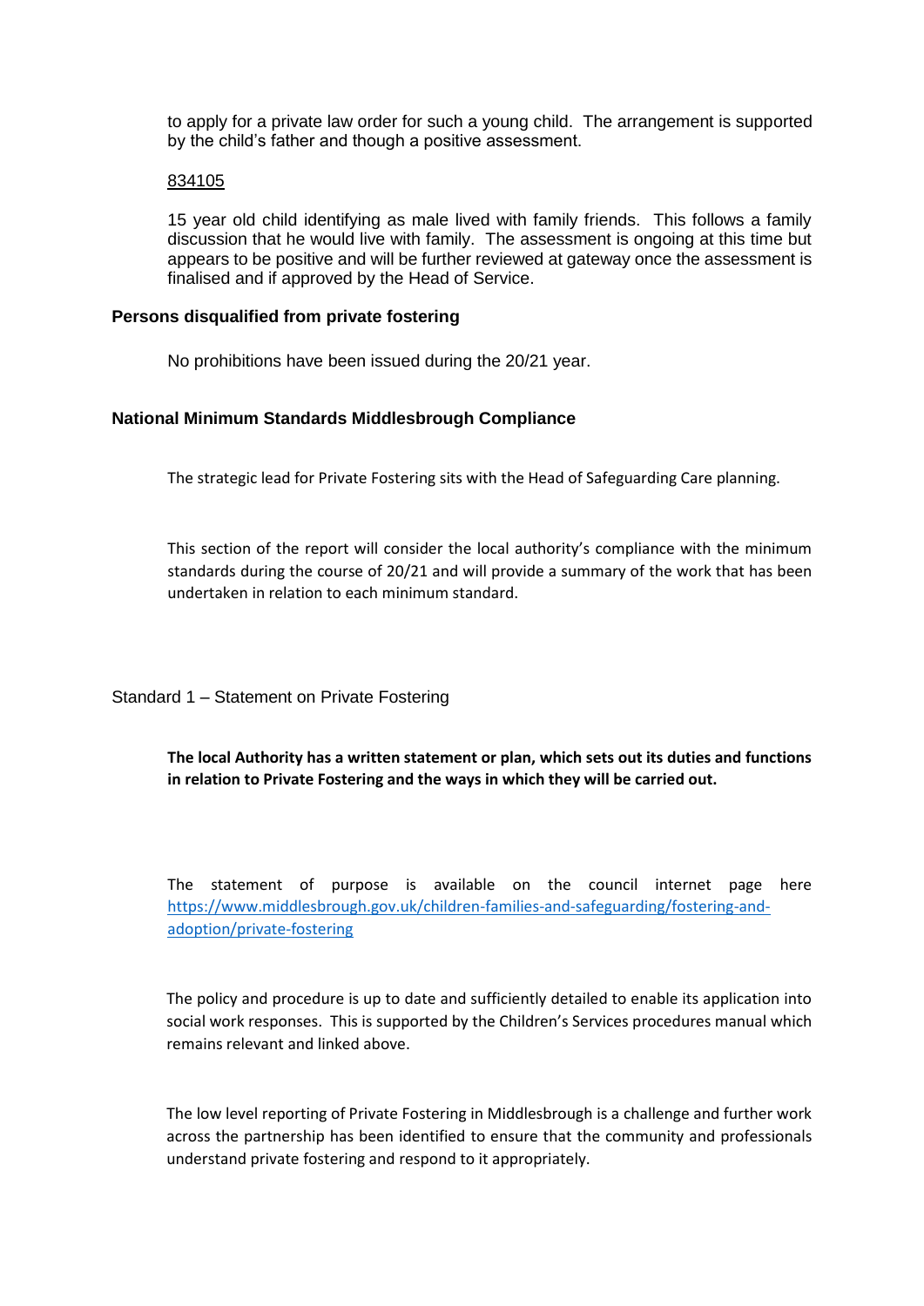to apply for a private law order for such a young child. The arrangement is supported by the child's father and though a positive assessment.

834105

15 year old child identifying as male lived with family friends. This follows a family discussion that he would live with family. The assessment is ongoing at this time but appears to be positive and will be further reviewed at gateway once the assessment is finalised and if approved by the Head of Service.

### Persons disqualified from private fostering

No prohibitions have been issued during the 20/21 year.

### National Minimum Standards Middlesbrough Compliance

The strategic lead for Private Fostering sits with the Head of Safeguarding Care planning.

This section of the report will consider the local authority's compliance with the minimum standards during the course of 20/21 and will provide a summary of the work that has been undertaken in relation to each minimum standard.

Standard 1 – Statement on Private Fostering

**The local Authority has a written statement or plan, which sets out its duties and functions in relation to Private Fostering and the ways in which they will be carried out.**

The statement of purpose is available on the council internet page here [https://www.middlesbrough.gov.uk/children-families-and-safeguarding/fostering-and-adoption/private-fostering](https://www.middlesbrough.gov.uk/children-families-and-safeguarding/fostering-and-adoption/private-fostering)

The policy and procedure is up to date and sufficiently detailed to enable its application into social work responses. This is supported by the Children's Services procedures manual which remains relevant and linked above.

The low level reporting of Private Fostering in Middlesbrough is a challenge and further work across the partnership has been identified to ensure that the community and professionals understand private fostering and respond to it appropriately.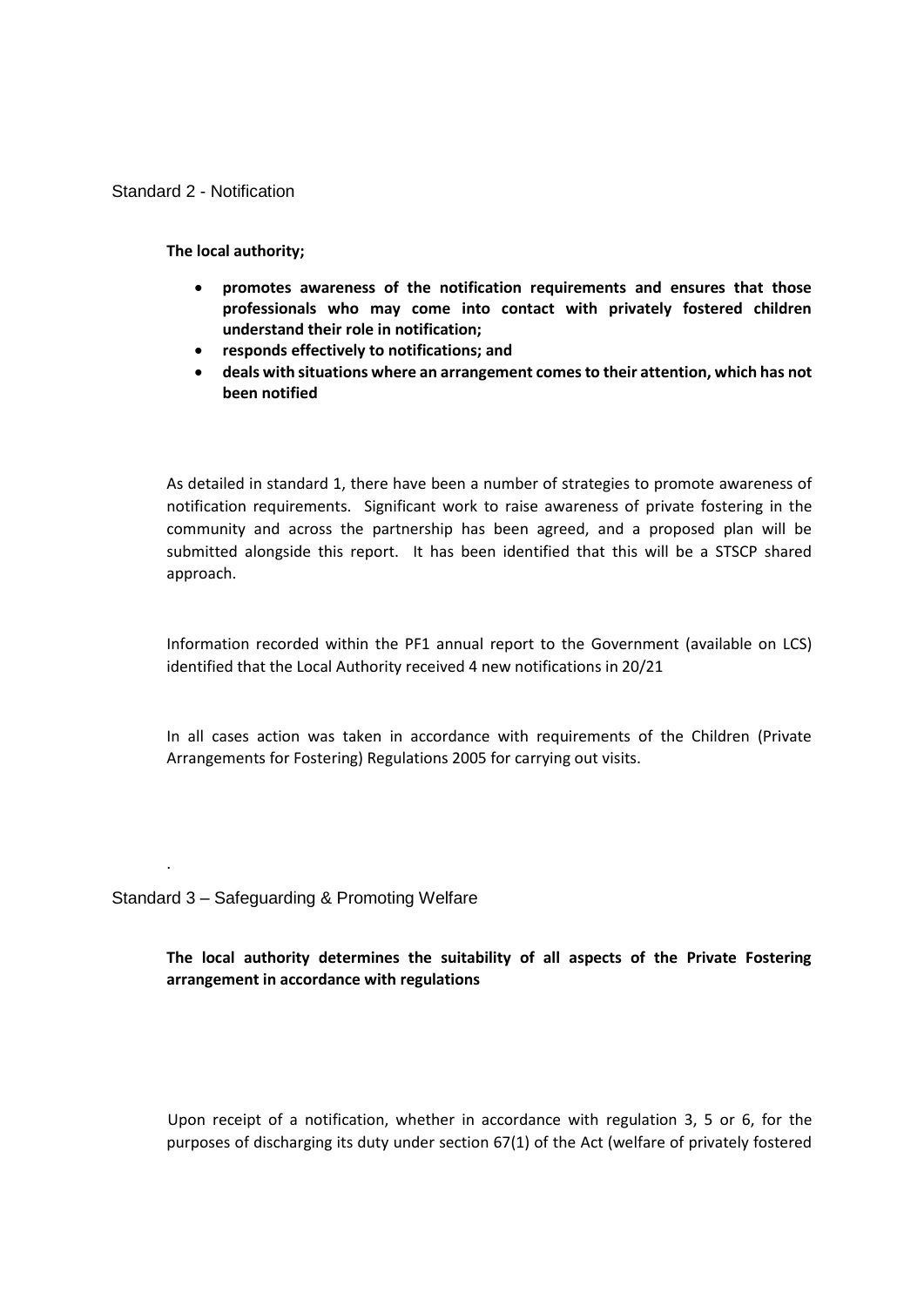## Standard 2 - Notification

**The local authority;**

- **promotes awareness of the notification requirements and ensures that those professionals who may come into contact with privately fostered children understand their role in notification;**
- **responds effectively to notifications; and**
- **deals with situations where an arrangement comes to their attention, which has not been notified**

As detailed in standard 1, there have been a number of strategies to promote awareness of notification requirements. Significant work to raise awareness of private fostering in the community and across the partnership has been agreed, and a proposed plan will be submitted alongside this report. It has been identified that this will be a STSCP shared approach.

Information recorded within the PF1 annual report to the Government (available on LCS) identified that the Local Authority received 4 new notifications in 20/21

In all cases action was taken in accordance with requirements of the Children (Private Arrangements for Fostering) Regulations 2005 for carrying out visits.

.

## Standard 3 – Safeguarding & Promoting Welfare

**The local authority determines the suitability of all aspects of the Private Fostering arrangement in accordance with regulations**

Upon receipt of a notification, whether in accordance with regulation 3, 5 or 6, for the purposes of discharging its duty under section 67(1) of the Act (welfare of privately fostered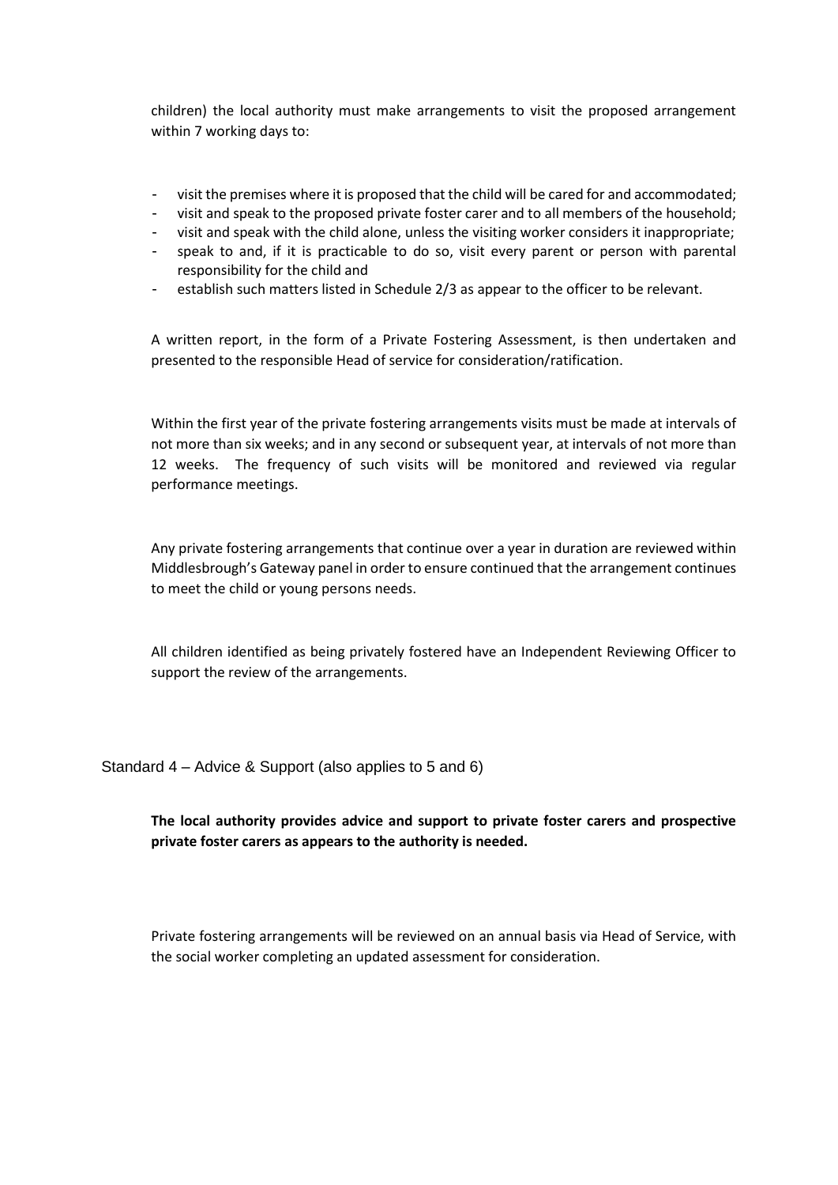children) the local authority must make arrangements to visit the proposed arrangement within 7 working days to:

- visit the premises where it is proposed that the child will be cared for and accommodated;
- visit and speak to the proposed private foster carer and to all members of the household;
- visit and speak with the child alone, unless the visiting worker considers it inappropriate;
- speak to and, if it is practicable to do so, visit every parent or person with parental responsibility for the child and
- establish such matters listed in Schedule 2/3 as appear to the officer to be relevant.

A written report, in the form of a Private Fostering Assessment, is then undertaken and presented to the responsible Head of service for consideration/ratification.

Within the first year of the private fostering arrangements visits must be made at intervals of not more than six weeks; and in any second or subsequent year, at intervals of not more than 12 weeks. The frequency of such visits will be monitored and reviewed via regular performance meetings.

Any private fostering arrangements that continue over a year in duration are reviewed within Middlesbrough's Gateway panel in order to ensure continued that the arrangement continues to meet the child or young persons needs.

All children identified as being privately fostered have an Independent Reviewing Officer to support the review of the arrangements.

## Standard 4 – Advice & Support (also applies to 5 and 6)

**The local authority provides advice and support to private foster carers and prospective private foster carers as appears to the authority is needed.**

Private fostering arrangements will be reviewed on an annual basis via Head of Service, with the social worker completing an updated assessment for consideration.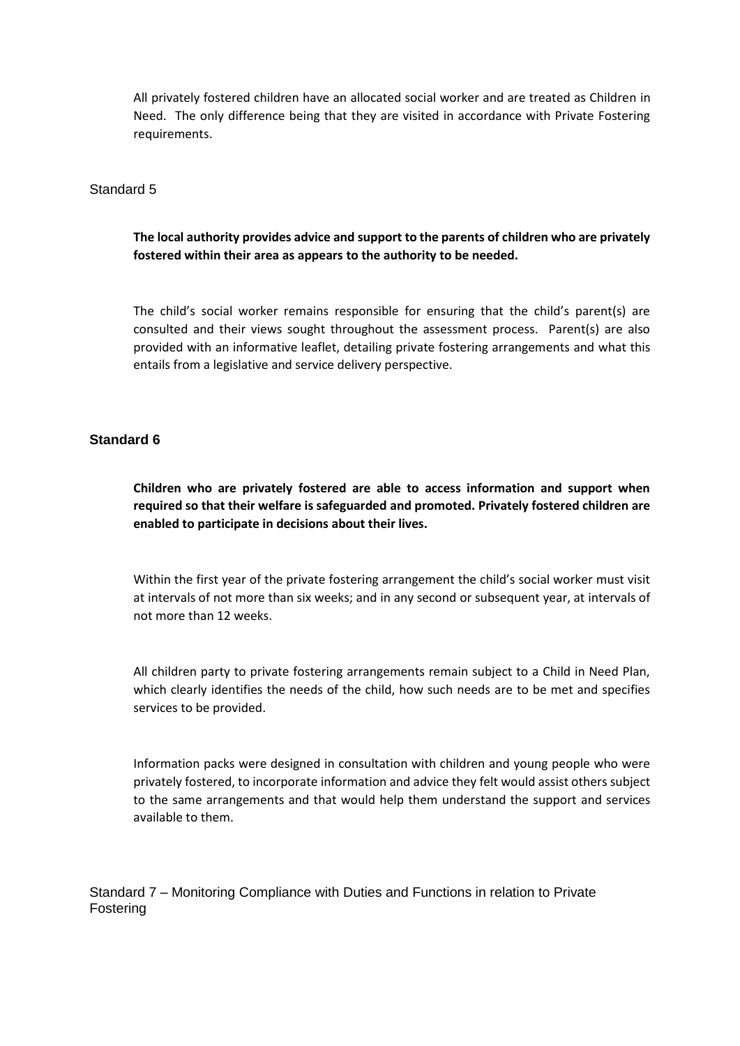All privately fostered children have an allocated social worker and are treated as Children in Need. The only difference being that they are visited in accordance with Private Fostering requirements.

## Standard 5

**The local authority provides advice and support to the parents of children who are privately fostered within their area as appears to the authority to be needed.**

The child's social worker remains responsible for ensuring that the child's parent(s) are consulted and their views sought throughout the assessment process. Parent(s) are also provided with an informative leaflet, detailing private fostering arrangements and what this entails from a legislative and service delivery perspective.

## Standard 6

**Children who are privately fostered are able to access information and support when required so that their welfare is safeguarded and promoted. Privately fostered children are enabled to participate in decisions about their lives.**

Within the first year of the private fostering arrangement the child's social worker must visit at intervals of not more than six weeks; and in any second or subsequent year, at intervals of not more than 12 weeks.

All children party to private fostering arrangements remain subject to a Child in Need Plan, which clearly identifies the needs of the child, how such needs are to be met and specifies services to be provided.

Information packs were designed in consultation with children and young people who were privately fostered, to incorporate information and advice they felt would assist others subject to the same arrangements and that would help them understand the support and services available to them.

## Standard 7 – Monitoring Compliance with Duties and Functions in relation to Private Fostering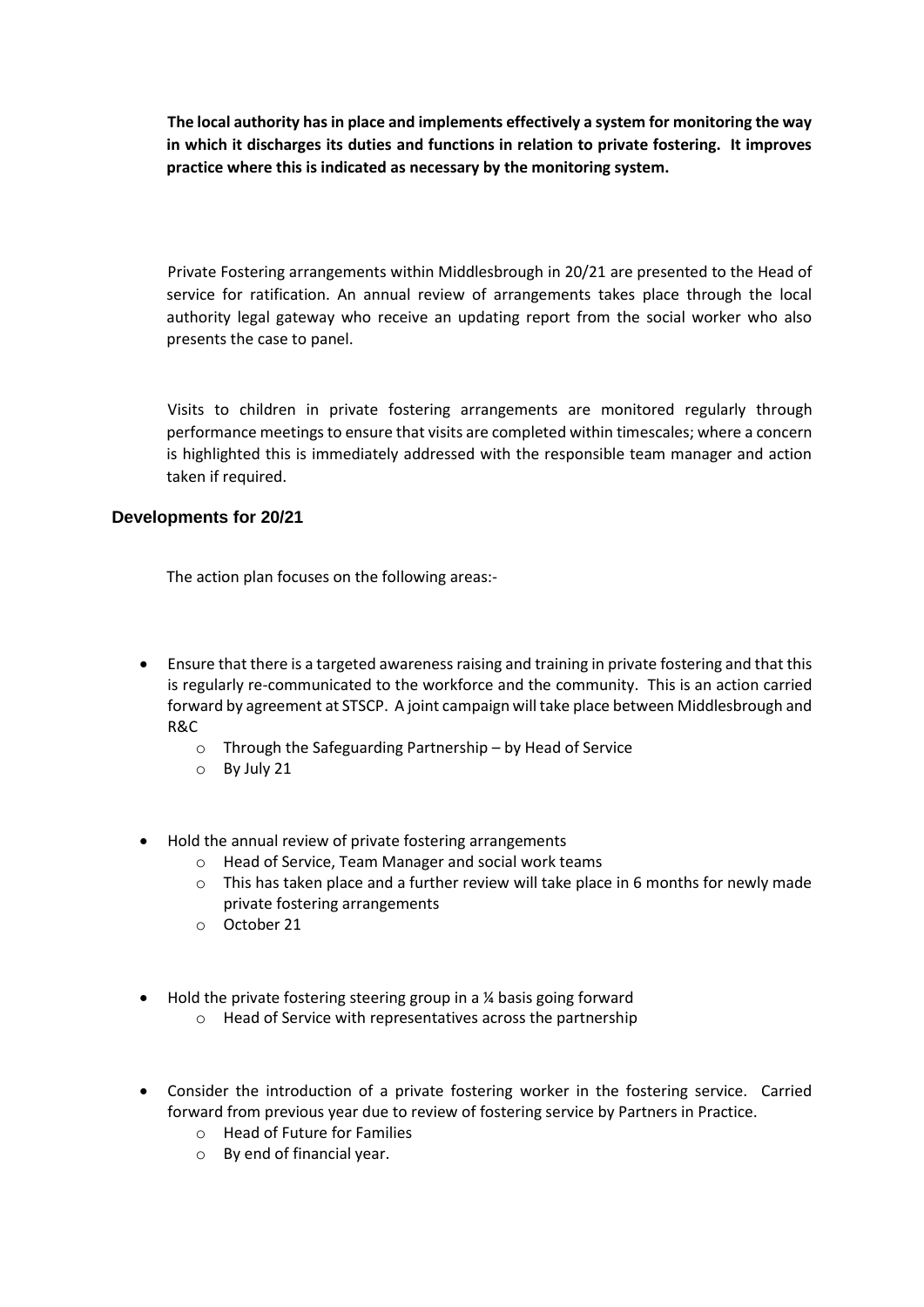**The local authority has in place and implements effectively a system for monitoring the way in which it discharges its duties and functions in relation to private fostering. It improves practice where this is indicated as necessary by the monitoring system.**

Private Fostering arrangements within Middlesbrough in 20/21 are presented to the Head of service for ratification. An annual review of arrangements takes place through the local authority legal gateway who receive an updating report from the social worker who also presents the case to panel.

Visits to children in private fostering arrangements are monitored regularly through performance meetings to ensure that visits are completed within timescales; where a concern is highlighted this is immediately addressed with the responsible team manager and action taken if required.

## Developments for 20/21

The action plan focuses on the following areas:-

- Ensure that there is a targeted awareness raising and training in private fostering and that this is regularly re-communicated to the workforce and the community. This is an action carried forward by agreement at STSCP. A joint campaign will take place between Middlesbrough and R&C
  - Through the Safeguarding Partnership – by Head of Service
  - By July 21
- Hold the annual review of private fostering arrangements
  - Head of Service, Team Manager and social work teams
  - This has taken place and a further review will take place in 6 months for newly made private fostering arrangements
  - October 21
- Hold the private fostering steering group in a ¼ basis going forward
  - Head of Service with representatives across the partnership
- Consider the introduction of a private fostering worker in the fostering service. Carried forward from previous year due to review of fostering service by Partners in Practice.
  - Head of Future for Families
  - By end of financial year.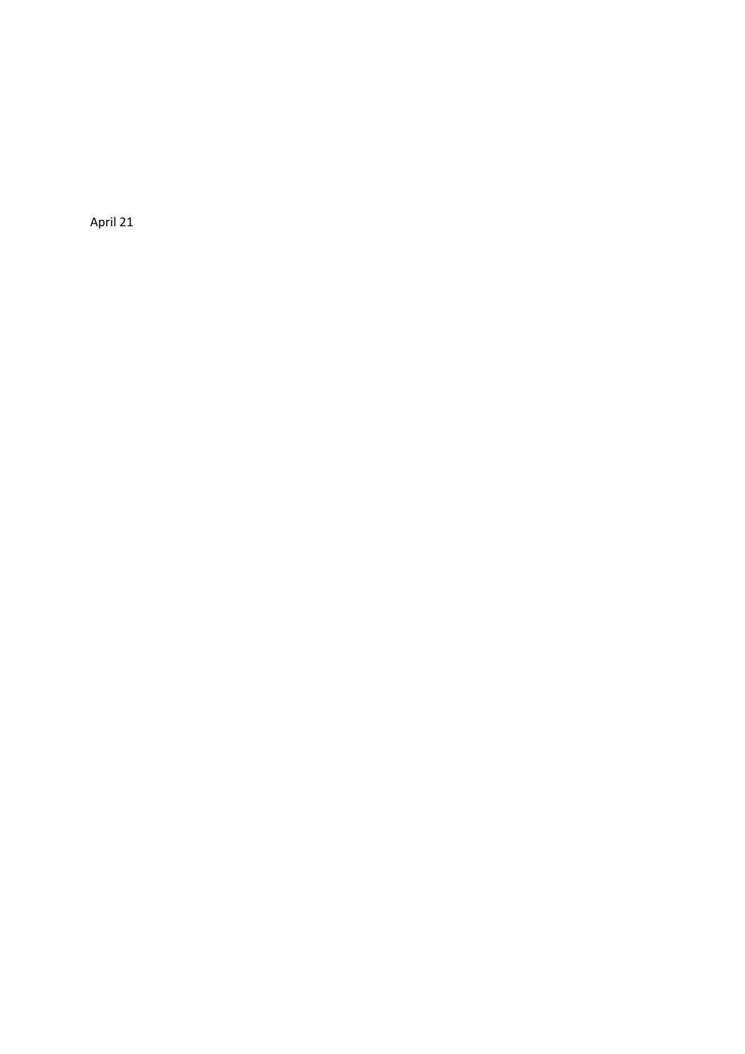April 21